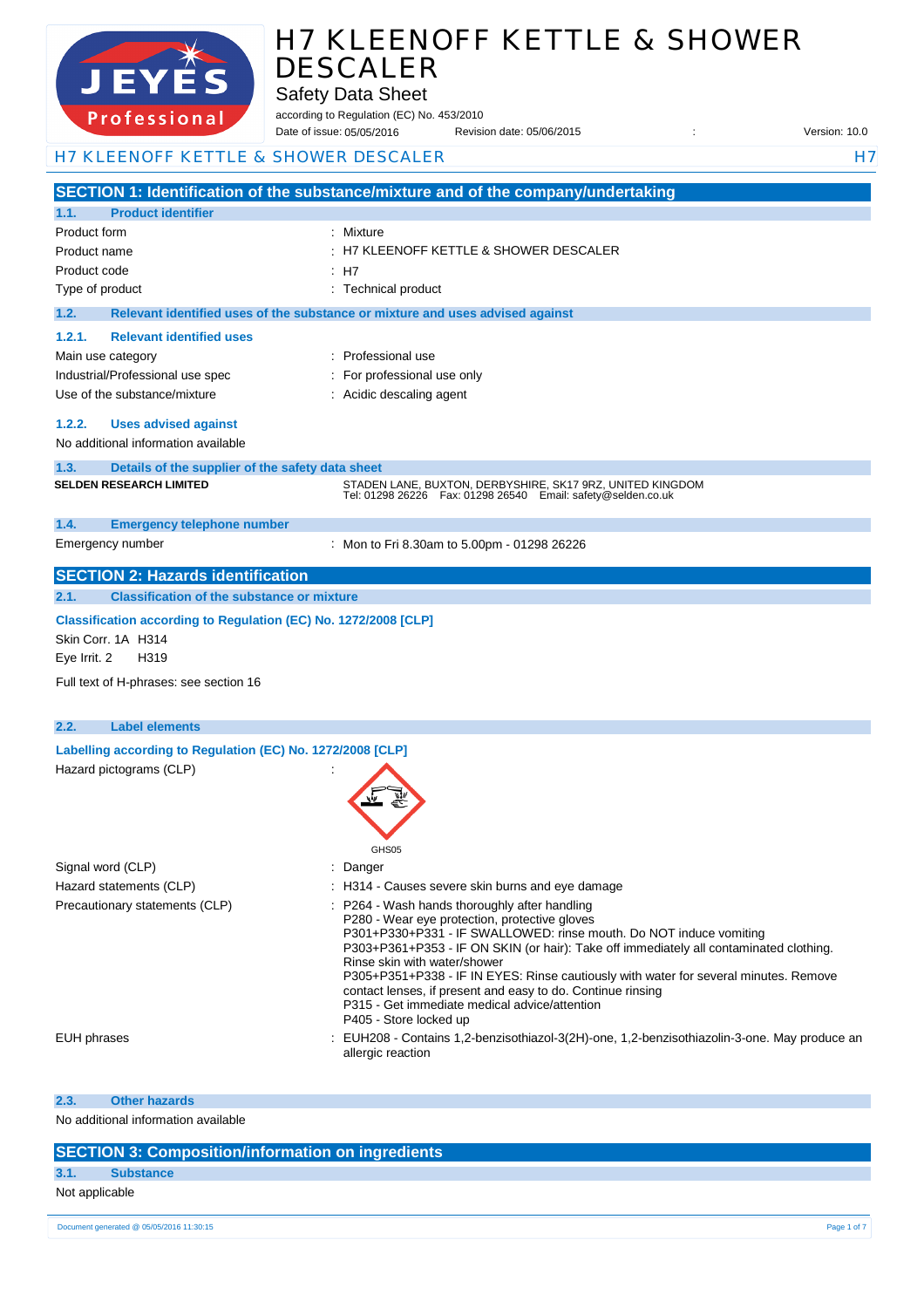# H7 KLEENOFF KETTLE & SHOWER DESCALER

Safety Data Sheet

according to Regulation (EC) No. 453/2010

Date of issue: 05/05/2016 Revision date: 05/06/2015 : Version: 10.0

H7 KLEENOFF KETTLE & SHOWER DESCALER H7

## SECTION 1: Identification of the substance/mixture and of the company/undertaking

### 1.1. Product identifier

| | |
|---|---|
| Product form | : Mixture |
| Product name | : H7 KLEENOFF KETTLE & SHOWER DESCALER |
| Product code | : H7 |
| Type of product | : Technical product |

### 1.2. Relevant identified uses of the substance or mixture and uses advised against

#### 1.2.1. Relevant identified uses

| | |
|---|---|
| Main use category | : Professional use |
| Industrial/Professional use spec | : For professional use only |
| Use of the substance/mixture | : Acidic descaling agent |

#### 1.2.2. Uses advised against

No additional information available

### 1.3. Details of the supplier of the safety data sheet

**SELDEN RESEARCH LIMITED**

STADEN LANE, BUXTON, DERBYSHIRE, SK17 9RZ, UNITED KINGDOM
Tel: 01298 26226 Fax: 01298 26540 Email: safety@selden.co.uk

### 1.4. Emergency telephone number

| | |
|---|---|
| Emergency number | : Mon to Fri 8.30am to 5.00pm - 01298 26226 |

## SECTION 2: Hazards identification

### 2.1. Classification of the substance or mixture

**Classification according to Regulation (EC) No. 1272/2008 [CLP]**

Skin Corr. 1A H314

Eye Irrit. 2 H319

Full text of H-phrases: see section 16

### 2.2. Label elements

**Labelling according to Regulation (EC) No. 1272/2008 [CLP]**

Hazard pictograms (CLP) :

GHS05

| | |
|---|---|
| Signal word (CLP) | : Danger |
| Hazard statements (CLP) | : H314 - Causes severe skin burns and eye damage |
| Precautionary statements (CLP) | : P264 - Wash hands thoroughly after handling<br>P280 - Wear eye protection, protective gloves<br>P301+P330+P331 - IF SWALLOWED: rinse mouth. Do NOT induce vomiting<br>P303+P361+P353 - IF ON SKIN (or hair): Take off immediately all contaminated clothing. Rinse skin with water/shower<br>P305+P351+P338 - IF IN EYES: Rinse cautiously with water for several minutes. Remove contact lenses, if present and easy to do. Continue rinsing<br>P315 - Get immediate medical advice/attention<br>P405 - Store locked up |
| EUH phrases | : EUH208 - Contains 1,2-benzisothiazol-3(2H)-one, 1,2-benzisothiazolin-3-one. May produce an allergic reaction |

### 2.3. Other hazards

No additional information available

## SECTION 3: Composition/information on ingredients

### 3.1. Substance

Not applicable

Document generated @ 05/05/2016 11:30:15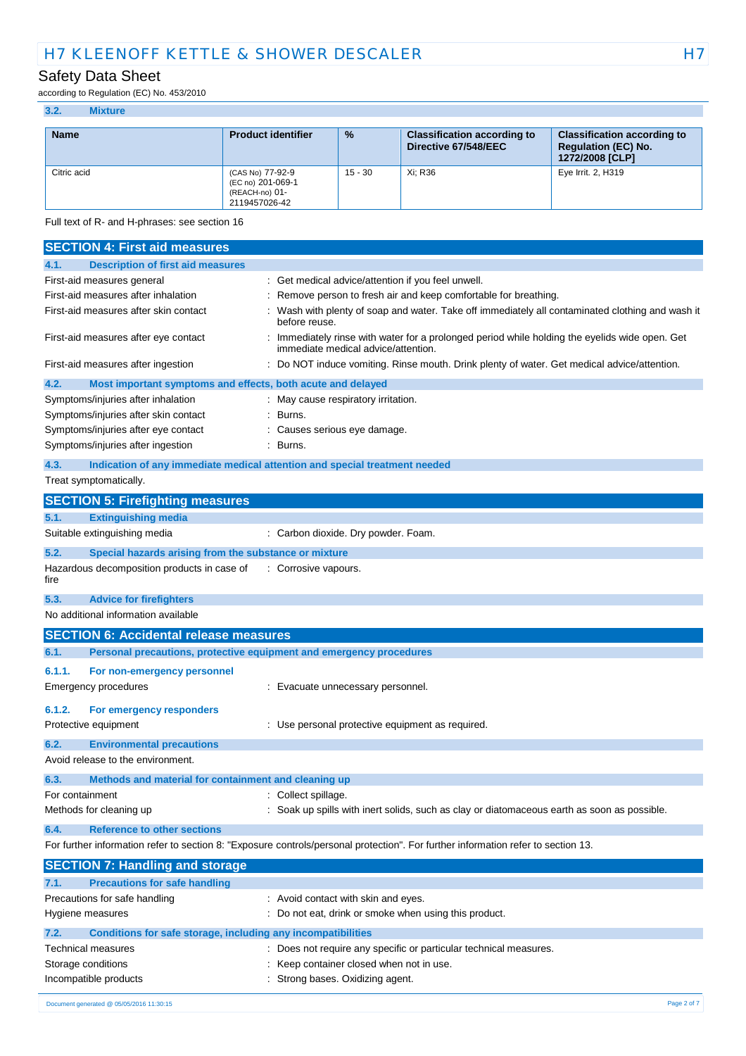### 3.2. Mixture

| Name | Product identifier | % | Classification according to Directive 67/548/EEC | Classification according to Regulation (EC) No. 1272/2008 [CLP] |
|---|---|---|---|---|
| Citric acid | (CAS No) 77-92-9<br>(EC no) 201-069-1<br>(REACH-no) 01-2119457026-42 | 15 - 30 | Xi; R36 | Eye Irrit. 2, H319 |

Full text of R- and H-phrases: see section 16

## SECTION 4: First aid measures

### 4.1. Description of first aid measures

First-aid measures general : Get medical advice/attention if you feel unwell.

First-aid measures after inhalation : Remove person to fresh air and keep comfortable for breathing.

First-aid measures after skin contact : Wash with plenty of soap and water. Take off immediately all contaminated clothing and wash it before reuse.

First-aid measures after eye contact : Immediately rinse with water for a prolonged period while holding the eyelids wide open. Get immediate medical advice/attention.

First-aid measures after ingestion : Do NOT induce vomiting. Rinse mouth. Drink plenty of water. Get medical advice/attention.

### 4.2. Most important symptoms and effects, both acute and delayed

Symptoms/injuries after inhalation : May cause respiratory irritation.

Symptoms/injuries after skin contact : Burns.

Symptoms/injuries after eye contact : Causes serious eye damage.

Symptoms/injuries after ingestion : Burns.

### 4.3. Indication of any immediate medical attention and special treatment needed

Treat symptomatically.

## SECTION 5: Firefighting measures

### 5.1. Extinguishing media

Suitable extinguishing media : Carbon dioxide. Dry powder. Foam.

### 5.2. Special hazards arising from the substance or mixture

Hazardous decomposition products in case of fire : Corrosive vapours.

### 5.3. Advice for firefighters

No additional information available

## SECTION 6: Accidental release measures

### 6.1. Personal precautions, protective equipment and emergency procedures

#### 6.1.1. For non-emergency personnel

Emergency procedures : Evacuate unnecessary personnel.

#### 6.1.2. For emergency responders

Protective equipment : Use personal protective equipment as required.

### 6.2. Environmental precautions

Avoid release to the environment.

### 6.3. Methods and material for containment and cleaning up

For containment : Collect spillage.

Methods for cleaning up : Soak up spills with inert solids, such as clay or diatomaceous earth as soon as possible.

### 6.4. Reference to other sections

For further information refer to section 8: "Exposure controls/personal protection". For further information refer to section 13.

## SECTION 7: Handling and storage

### 7.1. Precautions for safe handling

Precautions for safe handling : Avoid contact with skin and eyes.

Hygiene measures : Do not eat, drink or smoke when using this product.

### 7.2. Conditions for safe storage, including any incompatibilities

Technical measures : Does not require any specific or particular technical measures.

Storage conditions : Keep container closed when not in use.

Incompatible products : Strong bases. Oxidizing agent.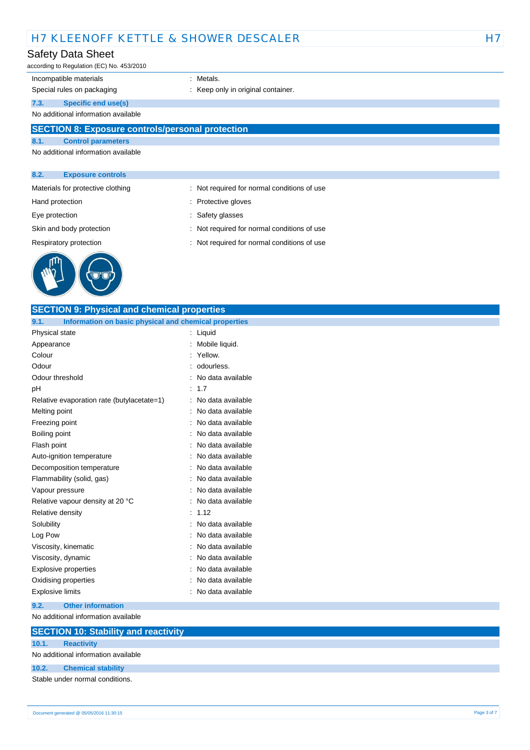| | |
|---|---|
| Incompatible materials | : Metals. |
| Special rules on packaging | : Keep only in original container. |

### 7.3. Specific end use(s)

No additional information available

## SECTION 8: Exposure controls/personal protection

### 8.1. Control parameters

No additional information available

### 8.2. Exposure controls

| | |
|---|---|
| Materials for protective clothing | : Not required for normal conditions of use |
| Hand protection | : Protective gloves |
| Eye protection | : Safety glasses |
| Skin and body protection | : Not required for normal conditions of use |
| Respiratory protection | : Not required for normal conditions of use |

## SECTION 9: Physical and chemical properties

### 9.1. Information on basic physical and chemical properties

| | |
|---|---|
| Physical state | : Liquid |
| Appearance | : Mobile liquid. |
| Colour | : Yellow. |
| Odour | : odourless. |
| Odour threshold | : No data available |
| pH | : 1.7 |
| Relative evaporation rate (butylacetate=1) | : No data available |
| Melting point | : No data available |
| Freezing point | : No data available |
| Boiling point | : No data available |
| Flash point | : No data available |
| Auto-ignition temperature | : No data available |
| Decomposition temperature | : No data available |
| Flammability (solid, gas) | : No data available |
| Vapour pressure | : No data available |
| Relative vapour density at 20 °C | : No data available |
| Relative density | : 1.12 |
| Solubility | : No data available |
| Log Pow | : No data available |
| Viscosity, kinematic | : No data available |
| Viscosity, dynamic | : No data available |
| Explosive properties | : No data available |
| Oxidising properties | : No data available |
| Explosive limits | : No data available |

### 9.2. Other information

No additional information available

## SECTION 10: Stability and reactivity

### 10.1. Reactivity

No additional information available

### 10.2. Chemical stability

Stable under normal conditions.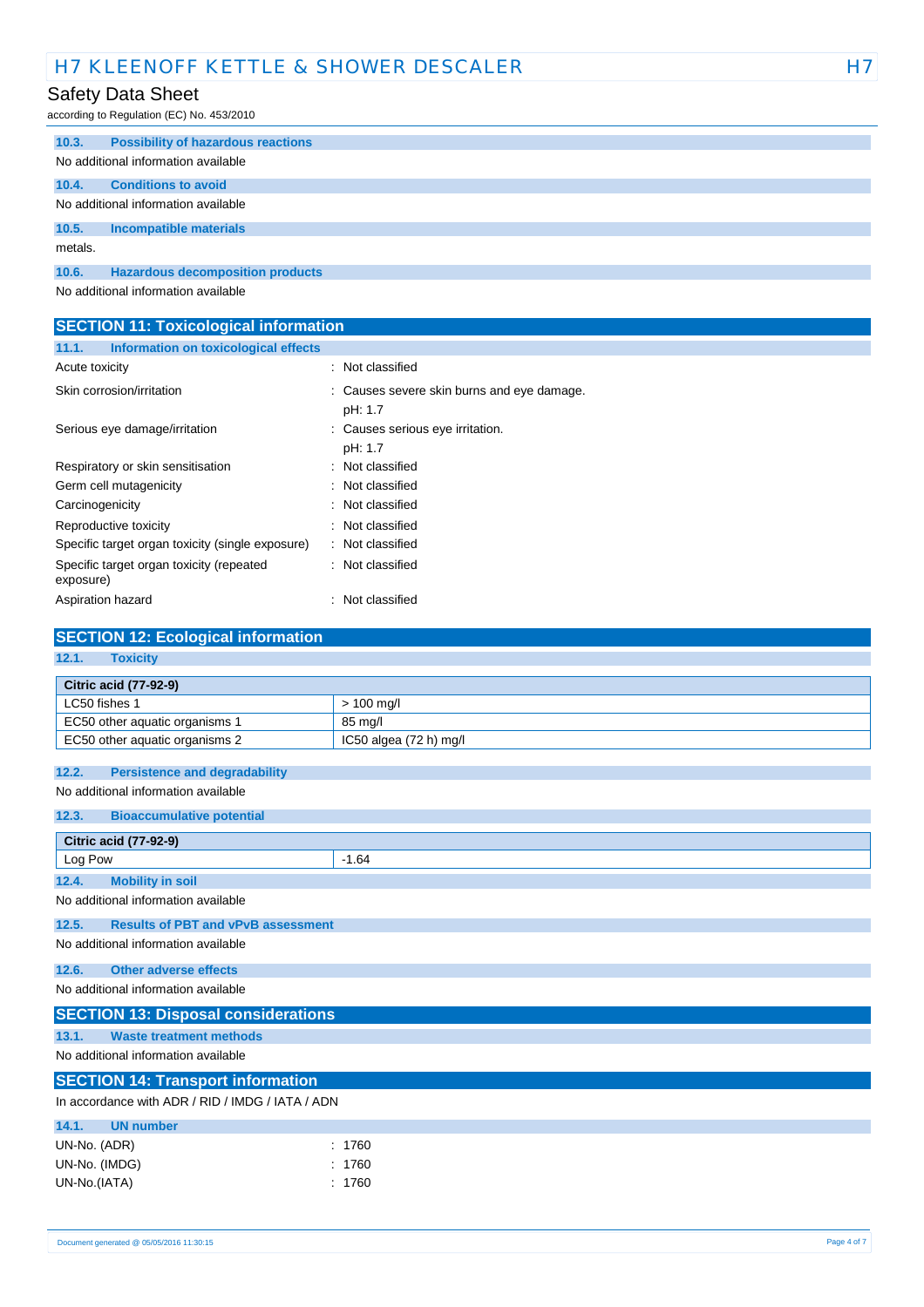### 10.3. Possibility of hazardous reactions

No additional information available

### 10.4. Conditions to avoid

No additional information available

### 10.5. Incompatible materials

metals.

### 10.6. Hazardous decomposition products

No additional information available

## SECTION 11: Toxicological information

### 11.1. Information on toxicological effects

| | |
|---|---|
| Acute toxicity | : Not classified |
| Skin corrosion/irritation | : Causes severe skin burns and eye damage.<br>pH: 1.7 |
| Serious eye damage/irritation | : Causes serious eye irritation.<br>pH: 1.7 |
| Respiratory or skin sensitisation | : Not classified |
| Germ cell mutagenicity | : Not classified |
| Carcinogenicity | : Not classified |
| Reproductive toxicity | : Not classified |
| Specific target organ toxicity (single exposure) | : Not classified |
| Specific target organ toxicity (repeated exposure) | : Not classified |
| Aspiration hazard | : Not classified |

## SECTION 12: Ecological information

### 12.1. Toxicity

| Citric acid (77-92-9) | |
|---|---|
| LC50 fishes 1 | > 100 mg/l |
| EC50 other aquatic organisms 1 | 85 mg/l |
| EC50 other aquatic organisms 2 | IC50 algea (72 h) mg/l |

### 12.2. Persistence and degradability

No additional information available

### 12.3. Bioaccumulative potential

| Citric acid (77-92-9) | |
|---|---|
| Log Pow | -1.64 |

### 12.4. Mobility in soil

No additional information available

### 12.5. Results of PBT and vPvB assessment

No additional information available

### 12.6. Other adverse effects

No additional information available

## SECTION 13: Disposal considerations

### 13.1. Waste treatment methods

No additional information available

## SECTION 14: Transport information

In accordance with ADR / RID / IMDG / IATA / ADN

### 14.1. UN number

| | |
|---|---|
| UN-No. (ADR) | : 1760 |
| UN-No. (IMDG) | : 1760 |
| UN-No.(IATA) | : 1760 |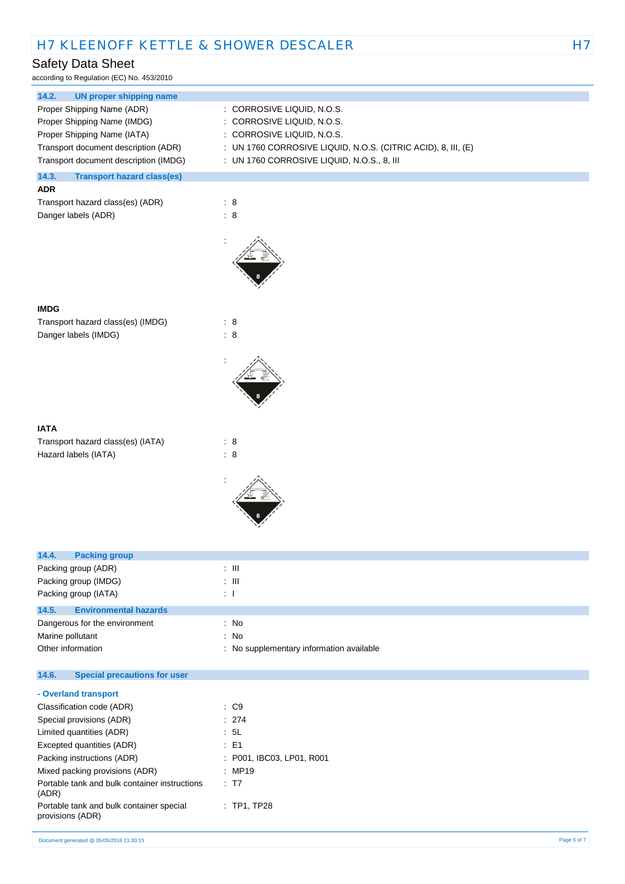### 14.2. UN proper shipping name

| | |
|---|---|
| Proper Shipping Name (ADR) | : CORROSIVE LIQUID, N.O.S. |
| Proper Shipping Name (IMDG) | : CORROSIVE LIQUID, N.O.S. |
| Proper Shipping Name (IATA) | : CORROSIVE LIQUID, N.O.S. |
| Transport document description (ADR) | : UN 1760 CORROSIVE LIQUID, N.O.S. (CITRIC ACID), 8, III, (E) |
| Transport document description (IMDG) | : UN 1760 CORROSIVE LIQUID, N.O.S., 8, III |

### 14.3. Transport hazard class(es)

**ADR**

| | |
|---|---|
| Transport hazard class(es) (ADR) | : 8 |
| Danger labels (ADR) | : 8 |
| | : |

**IMDG**

| | |
|---|---|
| Transport hazard class(es) (IMDG) | : 8 |
| Danger labels (IMDG) | : 8 |
| | : |

**IATA**

| | |
|---|---|
| Transport hazard class(es) (IATA) | : 8 |
| Hazard labels (IATA) | : 8 |
| | : |

### 14.4. Packing group

| | |
|---|---|
| Packing group (ADR) | : III |
| Packing group (IMDG) | : III |
| Packing group (IATA) | : I |

### 14.5. Environmental hazards

| | |
|---|---|
| Dangerous for the environment | : No |
| Marine pollutant | : No |
| Other information | : No supplementary information available |

### 14.6. Special precautions for user

**- Overland transport**

| | |
|---|---|
| Classification code (ADR) | : C9 |
| Special provisions (ADR) | : 274 |
| Limited quantities (ADR) | : 5L |
| Excepted quantities (ADR) | : E1 |
| Packing instructions (ADR) | : P001, IBC03, LP01, R001 |
| Mixed packing provisions (ADR) | : MP19 |
| Portable tank and bulk container instructions (ADR) | : T7 |
| Portable tank and bulk container special provisions (ADR) | : TP1, TP28 |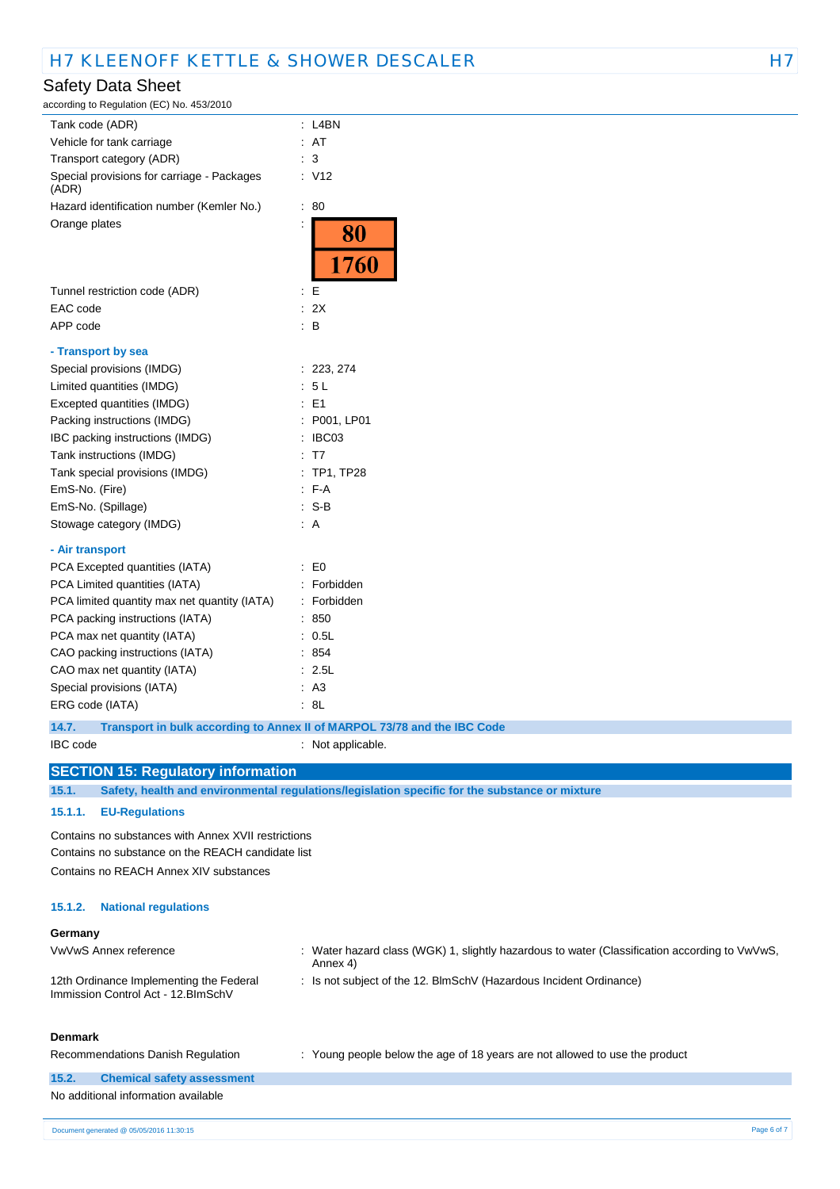| | |
|---|---|
| Tank code (ADR) | : L4BN |
| Vehicle for tank carriage | : AT |
| Transport category (ADR) | : 3 |
| Special provisions for carriage - Packages (ADR) | : V12 |
| Hazard identification number (Kemler No.) | : 80 |
| Orange plates | : 80 / 1760 |
| Tunnel restriction code (ADR) | : E |
| EAC code | : 2X |
| APP code | : B |

**- Transport by sea**

| | |
|---|---|
| Special provisions (IMDG) | : 223, 274 |
| Limited quantities (IMDG) | : 5 L |
| Excepted quantities (IMDG) | : E1 |
| Packing instructions (IMDG) | : P001, LP01 |
| IBC packing instructions (IMDG) | : IBC03 |
| Tank instructions (IMDG) | : T7 |
| Tank special provisions (IMDG) | : TP1, TP28 |
| EmS-No. (Fire) | : F-A |
| EmS-No. (Spillage) | : S-B |
| Stowage category (IMDG) | : A |

**- Air transport**

| | |
|---|---|
| PCA Excepted quantities (IATA) | : E0 |
| PCA Limited quantities (IATA) | : Forbidden |
| PCA limited quantity max net quantity (IATA) | : Forbidden |
| PCA packing instructions (IATA) | : 850 |
| PCA max net quantity (IATA) | : 0.5L |
| CAO packing instructions (IATA) | : 854 |
| CAO max net quantity (IATA) | : 2.5L |
| Special provisions (IATA) | : A3 |
| ERG code (IATA) | : 8L |

### 14.7. Transport in bulk according to Annex II of MARPOL 73/78 and the IBC Code

IBC code : Not applicable.

## SECTION 15: Regulatory information

### 15.1. Safety, health and environmental regulations/legislation specific for the substance or mixture

#### 15.1.1. EU-Regulations

Contains no substances with Annex XVII restrictions
Contains no substance on the REACH candidate list
Contains no REACH Annex XIV substances

#### 15.1.2. National regulations

**Germany**

| | |
|---|---|
| VwVwS Annex reference | : Water hazard class (WGK) 1, slightly hazardous to water (Classification according to VwVwS, Annex 4) |
| 12th Ordinance Implementing the Federal Immission Control Act - 12.BImSchV | : Is not subject of the 12. BlmSchV (Hazardous Incident Ordinance) |

**Denmark**

| | |
|---|---|
| Recommendations Danish Regulation | : Young people below the age of 18 years are not allowed to use the product |

### 15.2. Chemical safety assessment

No additional information available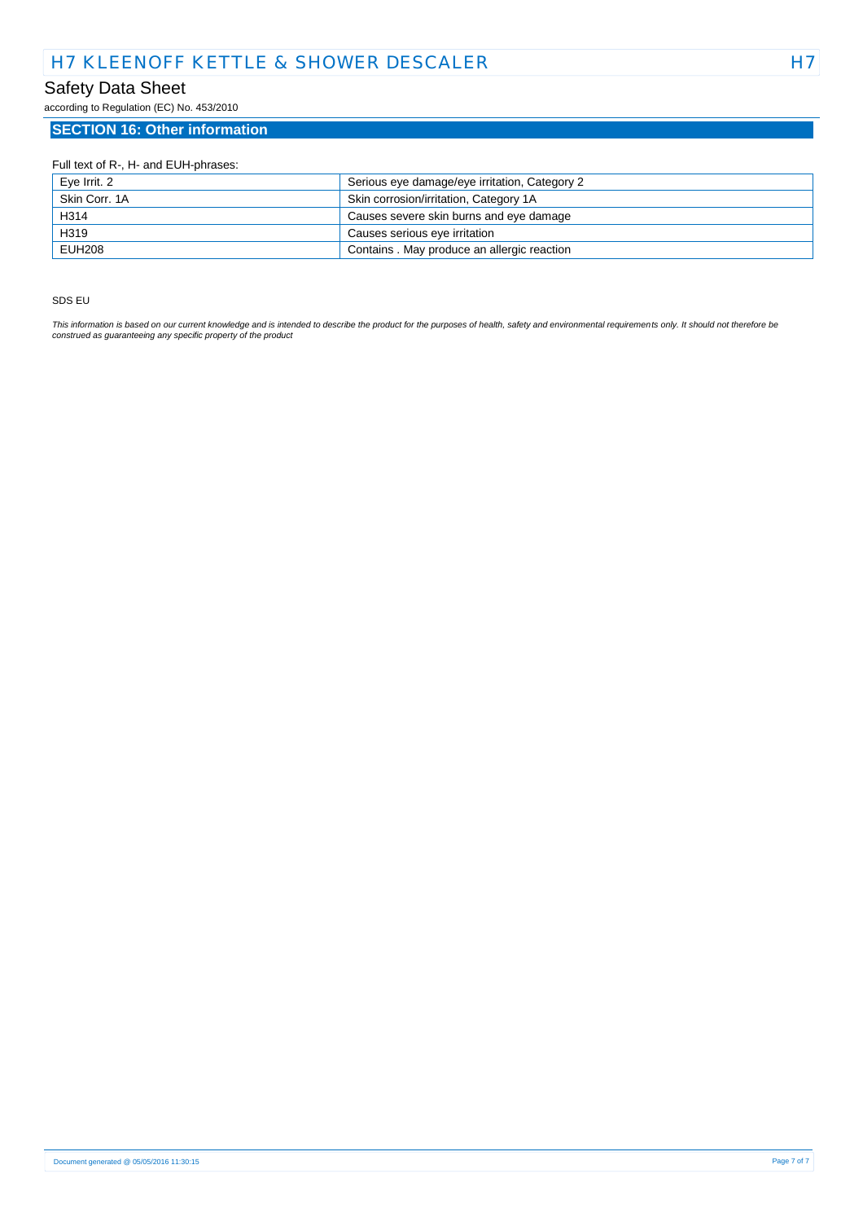## SECTION 16: Other information

Full text of R-, H- and EUH-phrases:

| | |
|---|---|
| Eye Irrit. 2 | Serious eye damage/eye irritation, Category 2 |
| Skin Corr. 1A | Skin corrosion/irritation, Category 1A |
| H314 | Causes severe skin burns and eye damage |
| H319 | Causes serious eye irritation |
| EUH208 | Contains . May produce an allergic reaction |

SDS EU

*This information is based on our current knowledge and is intended to describe the product for the purposes of health, safety and environmental requirements only. It should not therefore be construed as guaranteeing any specific property of the product*